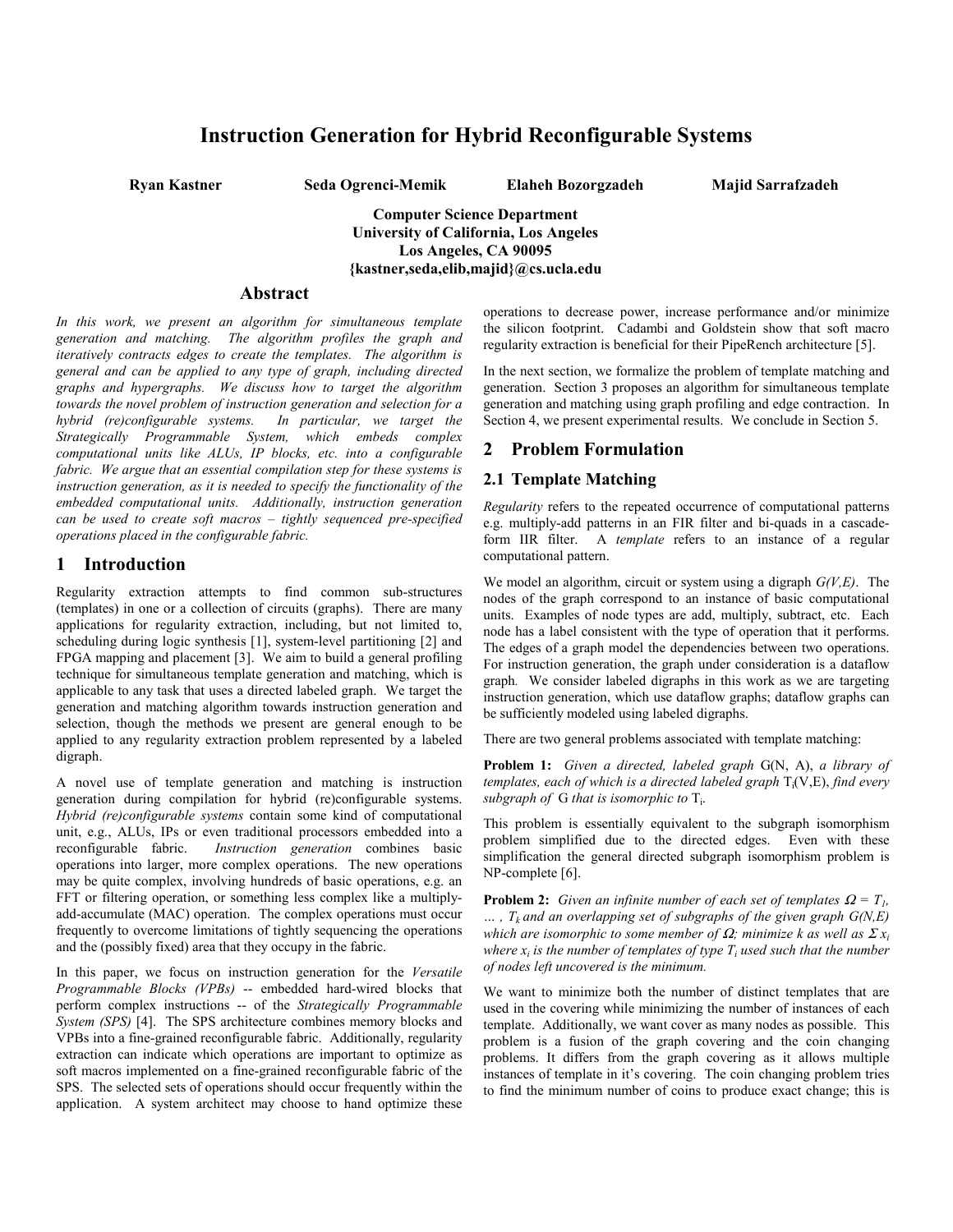# Instruction Generation for Hybrid Reconfigurable Systems

**Ryan Kastner** **Seda Ogrenci-Memik** **Elaheh Bozorgzadeh** **Majid Sarrafzadeh**

**Computer Science Department**
**University of California, Los Angeles**
**Los Angeles, CA 90095**
**{kastner,seda,elib,majid}@cs.ucla.edu**

## Abstract

*In this work, we present an algorithm for simultaneous template generation and matching. The algorithm profiles the graph and iteratively contracts edges to create the templates. The algorithm is general and can be applied to any type of graph, including directed graphs and hypergraphs. We discuss how to target the algorithm towards the novel problem of instruction generation and selection for a hybrid (re)configurable systems. In particular, we target the Strategically Programmable System, which embeds complex computational units like ALUs, IP blocks, etc. into a configurable fabric. We argue that an essential compilation step for these systems is instruction generation, as it is needed to specify the functionality of the embedded computational units. Additionally, instruction generation can be used to create soft macros – tightly sequenced pre-specified operations placed in the configurable fabric.*

## 1 Introduction

Regularity extraction attempts to find common sub-structures (templates) in one or a collection of circuits (graphs). There are many applications for regularity extraction, including, but not limited to, scheduling during logic synthesis [1], system-level partitioning [2] and FPGA mapping and placement [3]. We aim to build a general profiling technique for simultaneous template generation and matching, which is applicable to any task that uses a directed labeled graph. We target the generation and matching algorithm towards instruction generation and selection, though the methods we present are general enough to be applied to any regularity extraction problem represented by a labeled digraph.

A novel use of template generation and matching is instruction generation during compilation for hybrid (re)configurable systems. *Hybrid (re)configurable systems* contain some kind of computational unit, e.g., ALUs, IPs or even traditional processors embedded into a reconfigurable fabric. *Instruction generation* combines basic operations into larger, more complex operations. The new operations may be quite complex, involving hundreds of basic operations, e.g. an FFT or filtering operation, or something less complex like a multiply-add-accumulate (MAC) operation. The complex operations must occur frequently to overcome limitations of tightly sequencing the operations and the (possibly fixed) area that they occupy in the fabric.

In this paper, we focus on instruction generation for the *Versatile Programmable Blocks (VPBs)* -- embedded hard-wired blocks that perform complex instructions -- of the *Strategically Programmable System (SPS)* [4]. The SPS architecture combines memory blocks and VPBs into a fine-grained reconfigurable fabric. Additionally, regularity extraction can indicate which operations are important to optimize as soft macros implemented on a fine-grained reconfigurable fabric of the SPS. The selected sets of operations should occur frequently within the application. A system architect may choose to hand optimize these operations to decrease power, increase performance and/or minimize the silicon footprint. Cadambi and Goldstein show that soft macro regularity extraction is beneficial for their PipeRench architecture [5].

In the next section, we formalize the problem of template matching and generation. Section 3 proposes an algorithm for simultaneous template generation and matching using graph profiling and edge contraction. In Section 4, we present experimental results. We conclude in Section 5.

## 2 Problem Formulation

### 2.1 Template Matching

*Regularity* refers to the repeated occurrence of computational patterns e.g. multiply-add patterns in an FIR filter and bi-quads in a cascade-form IIR filter. A *template* refers to an instance of a regular computational pattern.

We model an algorithm, circuit or system using a digraph *G(V,E)*. The nodes of the graph correspond to an instance of basic computational units. Examples of node types are add, multiply, subtract, etc. Each node has a label consistent with the type of operation that it performs. The edges of a graph model the dependencies between two operations. For instruction generation, the graph under consideration is a dataflow graph. We consider labeled digraphs in this work as we are targeting instruction generation, which use dataflow graphs; dataflow graphs can be sufficiently modeled using labeled digraphs.

There are two general problems associated with template matching:

**Problem 1:** *Given a directed, labeled graph* G(N, A), *a library of templates, each of which is a directed labeled graph* $T_i$(V,E), *find every subgraph of* G *that is isomorphic to* $T_i$.

This problem is essentially equivalent to the subgraph isomorphism problem simplified due to the directed edges. Even with these simplification the general directed subgraph isomorphism problem is NP-complete [6].

**Problem 2:** *Given an infinite number of each set of templates* $\Omega = T_1, \ldots, T_k$ *and an overlapping set of subgraphs of the given graph G(N,E) which are isomorphic to some member of* $\Omega$*; minimize k as well as* $\Sigma x_i$ *where* $x_i$ *is the number of templates of type* $T_i$ *used such that the number of nodes left uncovered is the minimum.*

We want to minimize both the number of distinct templates that are used in the covering while minimizing the number of instances of each template. Additionally, we want cover as many nodes as possible. This problem is a fusion of the graph covering and the coin changing problems. It differs from the graph covering as it allows multiple instances of template in it's covering. The coin changing problem tries to find the minimum number of coins to produce exact change; this is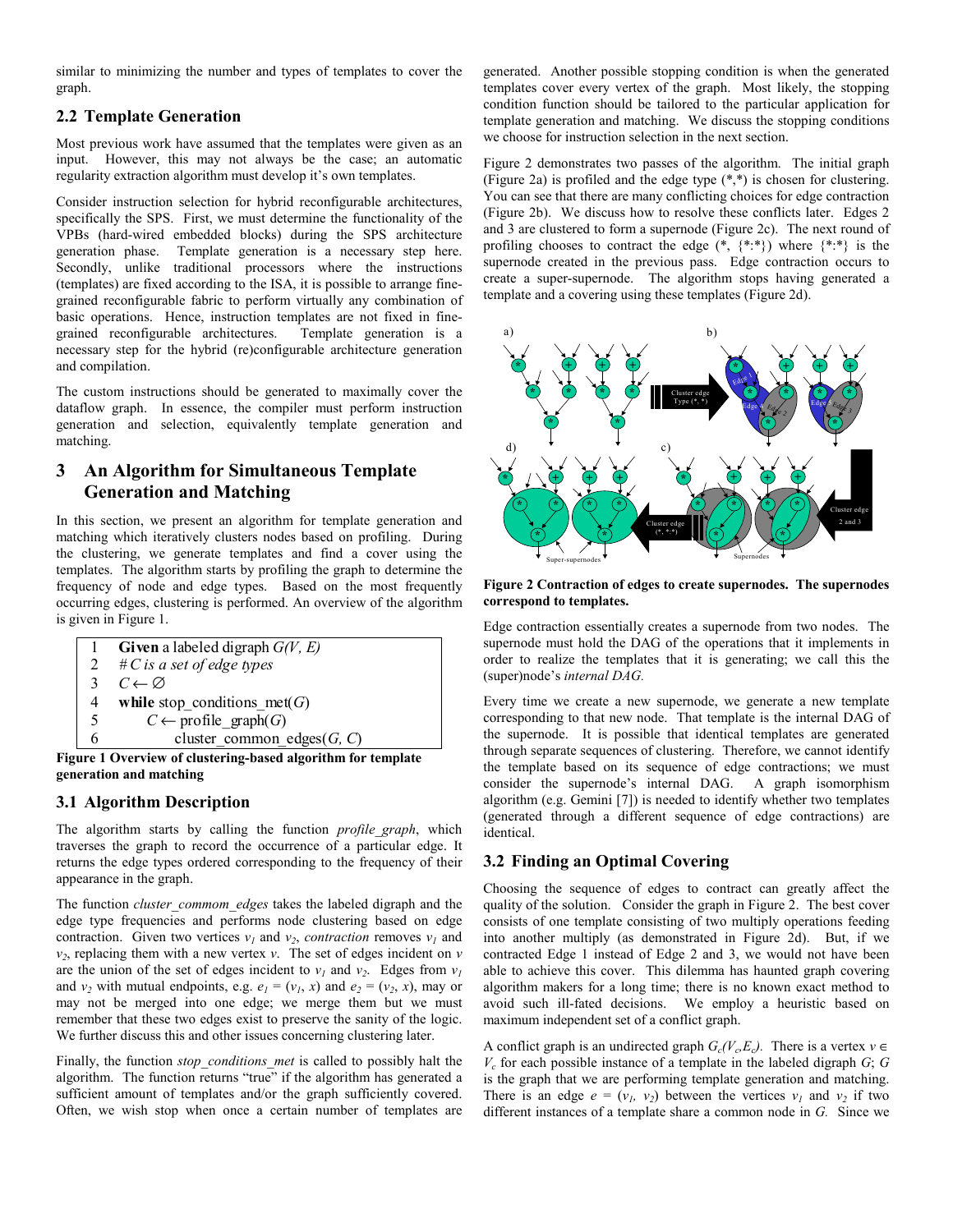similar to minimizing the number and types of templates to cover the graph.

## 2.2 Template Generation

Most previous work have assumed that the templates were given as an input. However, this may not always be the case; an automatic regularity extraction algorithm must develop it's own templates.

Consider instruction selection for hybrid reconfigurable architectures, specifically the SPS. First, we must determine the functionality of the VPBs (hard-wired embedded blocks) during the SPS architecture generation phase. Template generation is a necessary step here. Secondly, unlike traditional processors where the instructions (templates) are fixed according to the ISA, it is possible to arrange fine-grained reconfigurable fabric to perform virtually any combination of basic operations. Hence, instruction templates are not fixed in fine-grained reconfigurable architectures. Template generation is a necessary step for the hybrid (re)configurable architecture generation and compilation.

The custom instructions should be generated to maximally cover the dataflow graph. In essence, the compiler must perform instruction generation and selection, equivalently template generation and matching.

# 3 An Algorithm for Simultaneous Template Generation and Matching

In this section, we present an algorithm for template generation and matching which iteratively clusters nodes based on profiling. During the clustering, we generate templates and find a cover using the templates. The algorithm starts by profiling the graph to determine the frequency of node and edge types. Based on the most frequently occurring edges, clustering is performed. An overview of the algorithm is given in Figure 1.

```
1  Given a labeled digraph G(V, E)
2  # C is a set of edge types
3  C ← ∅
4  while stop_conditions_met(G)
5      C ← profile_graph(G)
6          cluster_common_edges(G, C)
```

**Figure 1 Overview of clustering-based algorithm for template generation and matching**

## 3.1 Algorithm Description

The algorithm starts by calling the function *profile_graph*, which traverses the graph to record the occurrence of a particular edge. It returns the edge types ordered corresponding to the frequency of their appearance in the graph.

The function *cluster_commom_edges* takes the labeled digraph and the edge type frequencies and performs node clustering based on edge contraction. Given two vertices $v_1$ and $v_2$, *contraction* removes $v_1$ and $v_2$, replacing them with a new vertex $v$. The set of edges incident on $v$ are the union of the set of edges incident to $v_1$ and $v_2$. Edges from $v_1$ and $v_2$ with mutual endpoints, e.g. $e_1 = (v_1, x)$ and $e_2 = (v_2, x)$, may or may not be merged into one edge; we merge them but we must remember that these two edges exist to preserve the sanity of the logic. We further discuss this and other issues concerning clustering later.

Finally, the function *stop_conditions_met* is called to possibly halt the algorithm. The function returns "true" if the algorithm has generated a sufficient amount of templates and/or the graph sufficiently covered. Often, we wish stop when once a certain number of templates are generated. Another possible stopping condition is when the generated templates cover every vertex of the graph. Most likely, the stopping condition function should be tailored to the particular application for template generation and matching. We discuss the stopping conditions we choose for instruction selection in the next section.

Figure 2 demonstrates two passes of the algorithm. The initial graph (Figure 2a) is profiled and the edge type (\*,\*) is chosen for clustering. You can see that there are many conflicting choices for edge contraction (Figure 2b). We discuss how to resolve these conflicts later. Edges 2 and 3 are clustered to form a supernode (Figure 2c). The next round of profiling chooses to contract the edge (\*, {\*:\*}) where {\*:\*} is the supernode created in the previous pass. Edge contraction occurs to create a super-supernode. The algorithm stops having generated a template and a covering using these templates (Figure 2d).

**Figure 2 Contraction of edges to create supernodes. The supernodes correspond to templates.**

Edge contraction essentially creates a supernode from two nodes. The supernode must hold the DAG of the operations that it implements in order to realize the templates that it is generating; we call this the (super)node's *internal DAG.*

Every time we create a new supernode, we generate a new template corresponding to that new node. That template is the internal DAG of the supernode. It is possible that identical templates are generated through separate sequences of clustering. Therefore, we cannot identify the template based on its sequence of edge contractions; we must consider the supernode's internal DAG. A graph isomorphism algorithm (e.g. Gemini [7]) is needed to identify whether two templates (generated through a different sequence of edge contractions) are identical.

## 3.2 Finding an Optimal Covering

Choosing the sequence of edges to contract can greatly affect the quality of the solution. Consider the graph in Figure 2. The best cover consists of one template consisting of two multiply operations feeding into another multiply (as demonstrated in Figure 2d). But, if we contracted Edge 1 instead of Edge 2 and 3, we would not have been able to achieve this cover. This dilemma has haunted graph covering algorithm makers for a long time; there is no known exact method to avoid such ill-fated decisions. We employ a heuristic based on maximum independent set of a conflict graph.

A conflict graph is an undirected graph $G_c(V_c,E_c)$. There is a vertex $v \in V_c$ for each possible instance of a template in the labeled digraph $G$; $G$ is the graph that we are performing template generation and matching. There is an edge $e = (v_1, v_2)$ between the vertices $v_1$ and $v_2$ if two different instances of a template share a common node in $G$. Since we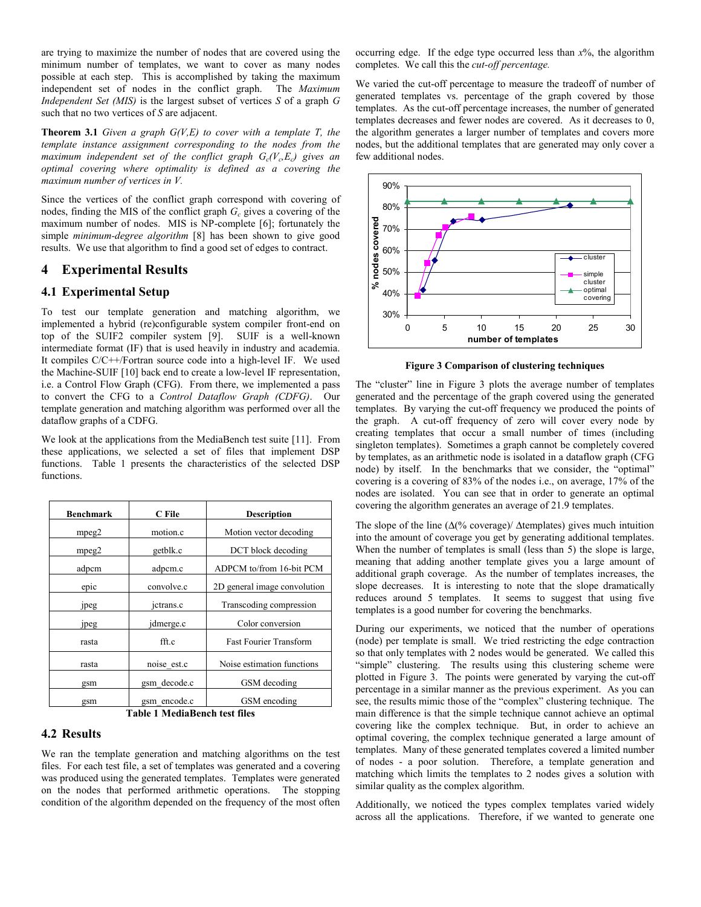are trying to maximize the number of nodes that are covered using the minimum number of templates, we want to cover as many nodes possible at each step. This is accomplished by taking the maximum independent set of nodes in the conflict graph. The *Maximum Independent Set (MIS)* is the largest subset of vertices *S* of a graph *G* such that no two vertices of *S* are adjacent.

**Theorem 3.1** *Given a graph G(V,E) to cover with a template T, the template instance assignment corresponding to the nodes from the maximum independent set of the conflict graph $G_c(V_c,E_c)$ gives an optimal covering where optimality is defined as a covering the maximum number of vertices in V.*

Since the vertices of the conflict graph correspond with covering of nodes, finding the MIS of the conflict graph $G_c$ gives a covering of the maximum number of nodes. MIS is NP-complete [6]; fortunately the simple *minimum-degree algorithm* [8] has been shown to give good results. We use that algorithm to find a good set of edges to contract.

# 4 Experimental Results

## 4.1 Experimental Setup

To test our template generation and matching algorithm, we implemented a hybrid (re)configurable system compiler front-end on top of the SUIF2 compiler system [9]. SUIF is a well-known intermediate format (IF) that is used heavily in industry and academia. It compiles C/C++/Fortran source code into a high-level IF. We used the Machine-SUIF [10] back end to create a low-level IF representation, i.e. a Control Flow Graph (CFG). From there, we implemented a pass to convert the CFG to a *Control Dataflow Graph (CDFG)*. Our template generation and matching algorithm was performed over all the dataflow graphs of a CDFG.

We look at the applications from the MediaBench test suite [11]. From these applications, we selected a set of files that implement DSP functions. Table 1 presents the characteristics of the selected DSP functions.

| Benchmark | C File | Description |
|---|---|---|
| mpeg2 | motion.c | Motion vector decoding |
| mpeg2 | getblk.c | DCT block decoding |
| adpcm | adpcm.c | ADPCM to/from 16-bit PCM |
| epic | convolve.c | 2D general image convolution |
| jpeg | jctrans.c | Transcoding compression |
| jpeg | jdmerge.c | Color conversion |
| rasta | fft.c | Fast Fourier Transform |
| rasta | noise_est.c | Noise estimation functions |
| gsm | gsm_decode.c | GSM decoding |
| gsm | gsm_encode.c | GSM encoding |

**Table 1 MediaBench test files**

## 4.2 Results

We ran the template generation and matching algorithms on the test files. For each test file, a set of templates was generated and a covering was produced using the generated templates. Templates were generated on the nodes that performed arithmetic operations. The stopping condition of the algorithm depended on the frequency of the most often occurring edge. If the edge type occurred less than *x*%, the algorithm completes. We call this the *cut-off percentage.*

We varied the cut-off percentage to measure the tradeoff of number of generated templates vs. percentage of the graph covered by those templates. As the cut-off percentage increases, the number of generated templates decreases and fewer nodes are covered. As it decreases to 0, the algorithm generates a larger number of templates and covers more nodes, but the additional templates that are generated may only cover a few additional nodes.

**Figure 3 Comparison of clustering techniques**

The "cluster" line in Figure 3 plots the average number of templates generated and the percentage of the graph covered using the generated templates. By varying the cut-off frequency we produced the points of the graph. A cut-off frequency of zero will cover every node by creating templates that occur a small number of times (including singleton templates). Sometimes a graph cannot be completely covered by templates, as an arithmetic node is isolated in a dataflow graph (CFG node) by itself. In the benchmarks that we consider, the "optimal" covering is a covering of 83% of the nodes i.e., on average, 17% of the nodes are isolated. You can see that in order to generate an optimal covering the algorithm generates an average of 21.9 templates.

The slope of the line (Δ(% coverage)/ Δtemplates) gives much intuition into the amount of coverage you get by generating additional templates. When the number of templates is small (less than 5) the slope is large, meaning that adding another template gives you a large amount of additional graph coverage. As the number of templates increases, the slope decreases. It is interesting to note that the slope dramatically reduces around 5 templates. It seems to suggest that using five templates is a good number for covering the benchmarks.

During our experiments, we noticed that the number of operations (node) per template is small. We tried restricting the edge contraction so that only templates with 2 nodes would be generated. We called this "simple" clustering. The results using this clustering scheme were plotted in Figure 3. The points were generated by varying the cut-off percentage in a similar manner as the previous experiment. As you can see, the results mimic those of the "complex" clustering technique. The main difference is that the simple technique cannot achieve an optimal covering like the complex technique. But, in order to achieve an optimal covering, the complex technique generated a large amount of templates. Many of these generated templates covered a limited number of nodes - a poor solution. Therefore, a template generation and matching which limits the templates to 2 nodes gives a solution with similar quality as the complex algorithm.

Additionally, we noticed the types complex templates varied widely across all the applications. Therefore, if we wanted to generate one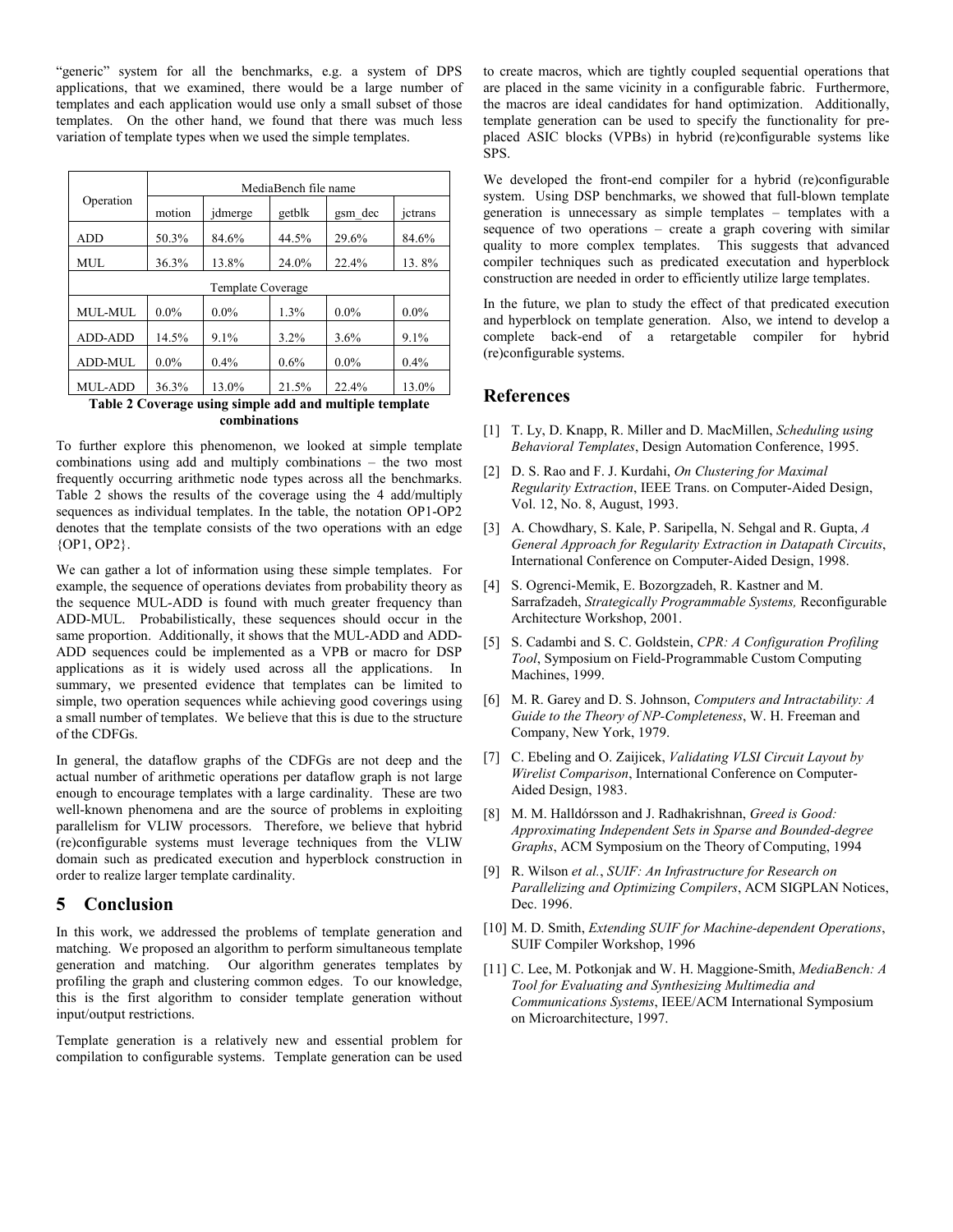"generic" system for all the benchmarks, e.g. a system of DPS applications, that we examined, there would be a large number of templates and each application would use only a small subset of those templates. On the other hand, we found that there was much less variation of template types when we used the simple templates.

| Operation | MediaBench file name | | | | |
|---|---|---|---|---|---|
| | motion | jdmerge | getblk | gsm_dec | jctrans |
| ADD | 50.3% | 84.6% | 44.5% | 29.6% | 84.6% |
| MUL | 36.3% | 13.8% | 24.0% | 22.4% | 13. 8% |
| Template Coverage | | | | | |
| MUL-MUL | 0.0% | 0.0% | 1.3% | 0.0% | 0.0% |
| ADD-ADD | 14.5% | 9.1% | 3.2% | 3.6% | 9.1% |
| ADD-MUL | 0.0% | 0.4% | 0.6% | 0.0% | 0.4% |
| MUL-ADD | 36.3% | 13.0% | 21.5% | 22.4% | 13.0% |

**Table 2 Coverage using simple add and multiple template combinations**

To further explore this phenomenon, we looked at simple template combinations using add and multiply combinations – the two most frequently occurring arithmetic node types across all the benchmarks. Table 2 shows the results of the coverage using the 4 add/multiply sequences as individual templates. In the table, the notation OP1-OP2 denotes that the template consists of the two operations with an edge {OP1, OP2}.

We can gather a lot of information using these simple templates. For example, the sequence of operations deviates from probability theory as the sequence MUL-ADD is found with much greater frequency than ADD-MUL. Probabilistically, these sequences should occur in the same proportion. Additionally, it shows that the MUL-ADD and ADD-ADD sequences could be implemented as a VPB or macro for DSP applications as it is widely used across all the applications. In summary, we presented evidence that templates can be limited to simple, two operation sequences while achieving good coverings using a small number of templates. We believe that this is due to the structure of the CDFGs.

In general, the dataflow graphs of the CDFGs are not deep and the actual number of arithmetic operations per dataflow graph is not large enough to encourage templates with a large cardinality. These are two well-known phenomena and are the source of problems in exploiting parallelism for VLIW processors. Therefore, we believe that hybrid (re)configurable systems must leverage techniques from the VLIW domain such as predicated execution and hyperblock construction in order to realize larger template cardinality.

## 5 Conclusion

In this work, we addressed the problems of template generation and matching. We proposed an algorithm to perform simultaneous template generation and matching. Our algorithm generates templates by profiling the graph and clustering common edges. To our knowledge, this is the first algorithm to consider template generation without input/output restrictions.

Template generation is a relatively new and essential problem for compilation to configurable systems. Template generation can be used to create macros, which are tightly coupled sequential operations that are placed in the same vicinity in a configurable fabric. Furthermore, the macros are ideal candidates for hand optimization. Additionally, template generation can be used to specify the functionality for pre-placed ASIC blocks (VPBs) in hybrid (re)configurable systems like SPS.

We developed the front-end compiler for a hybrid (re)configurable system. Using DSP benchmarks, we showed that full-blown template generation is unnecessary as simple templates – templates with a sequence of two operations – create a graph covering with similar quality to more complex templates. This suggests that advanced compiler techniques such as predicated executation and hyperblock construction are needed in order to efficiently utilize large templates.

In the future, we plan to study the effect of that predicated execution and hyperblock on template generation. Also, we intend to develop a complete back-end of a retargetable compiler for hybrid (re)configurable systems.

## References

[1] T. Ly, D. Knapp, R. Miller and D. MacMillen, *Scheduling using Behavioral Templates*, Design Automation Conference, 1995.

[2] D. S. Rao and F. J. Kurdahi, *On Clustering for Maximal Regularity Extraction*, IEEE Trans. on Computer-Aided Design, Vol. 12, No. 8, August, 1993.

[3] A. Chowdhary, S. Kale, P. Saripella, N. Sehgal and R. Gupta, *A General Approach for Regularity Extraction in Datapath Circuits*, International Conference on Computer-Aided Design, 1998.

[4] S. Ogrenci-Memik, E. Bozorgzadeh, R. Kastner and M. Sarrafzadeh, *Strategically Programmable Systems,* Reconfigurable Architecture Workshop, 2001.

[5] S. Cadambi and S. C. Goldstein, *CPR: A Configuration Profiling Tool*, Symposium on Field-Programmable Custom Computing Machines, 1999.

[6] M. R. Garey and D. S. Johnson, *Computers and Intractability: A Guide to the Theory of NP-Completeness*, W. H. Freeman and Company, New York, 1979.

[7] C. Ebeling and O. Zaijicek, *Validating VLSI Circuit Layout by Wirelist Comparison*, International Conference on Computer-Aided Design, 1983.

[8] M. M. Halldórsson and J. Radhakrishnan, *Greed is Good: Approximating Independent Sets in Sparse and Bounded-degree Graphs*, ACM Symposium on the Theory of Computing, 1994

[9] R. Wilson *et al.*, *SUIF: An Infrastructure for Research on Parallelizing and Optimizing Compilers*, ACM SIGPLAN Notices, Dec. 1996.

[10] M. D. Smith, *Extending SUIF for Machine-dependent Operations*, SUIF Compiler Workshop, 1996

[11] C. Lee, M. Potkonjak and W. H. Maggione-Smith, *MediaBench: A Tool for Evaluating and Synthesizing Multimedia and Communications Systems*, IEEE/ACM International Symposium on Microarchitecture, 1997.